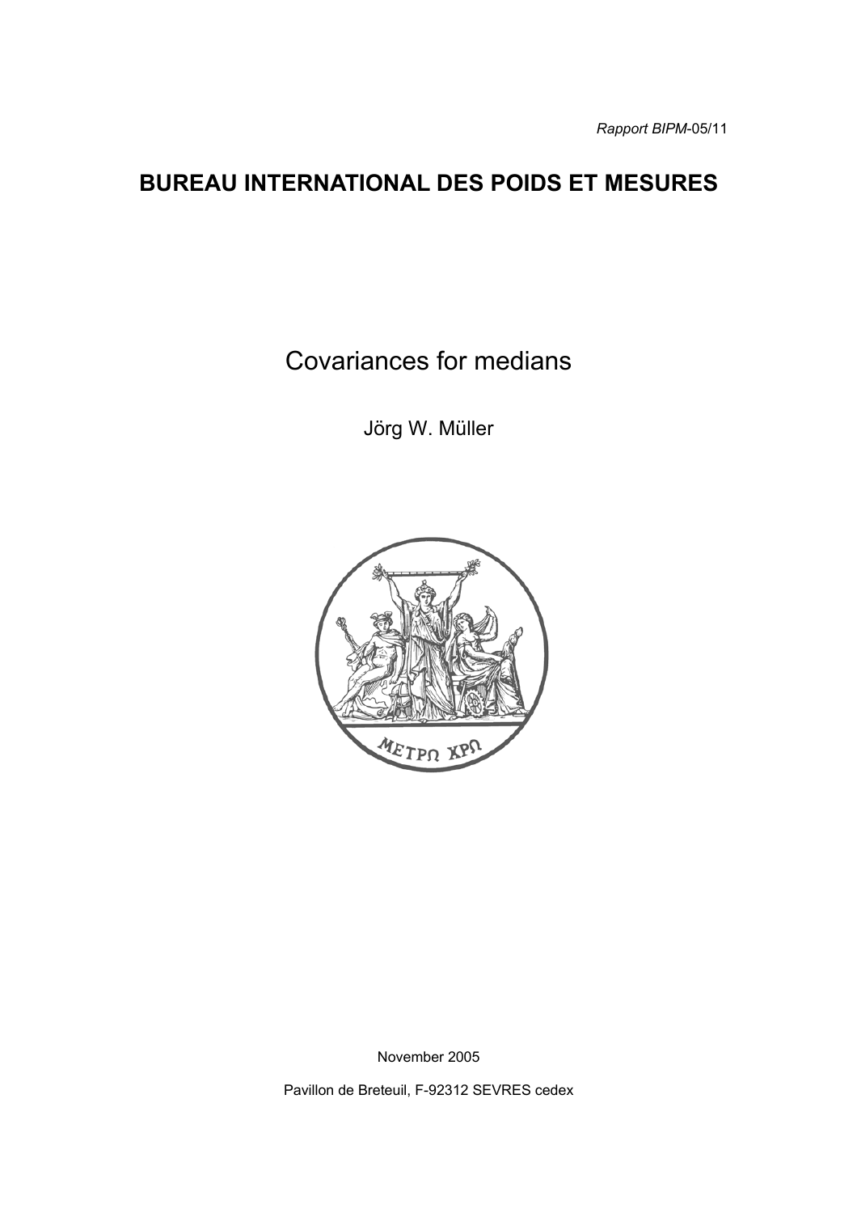*Rapport BIPM*-05/11

## BUREAU INTERNATIONAL DES POIDS ET MESURES

# Covariances for medians

Jörg W. Müller

November 2005

Pavillon de Breteuil, F-92312 SEVRES cedex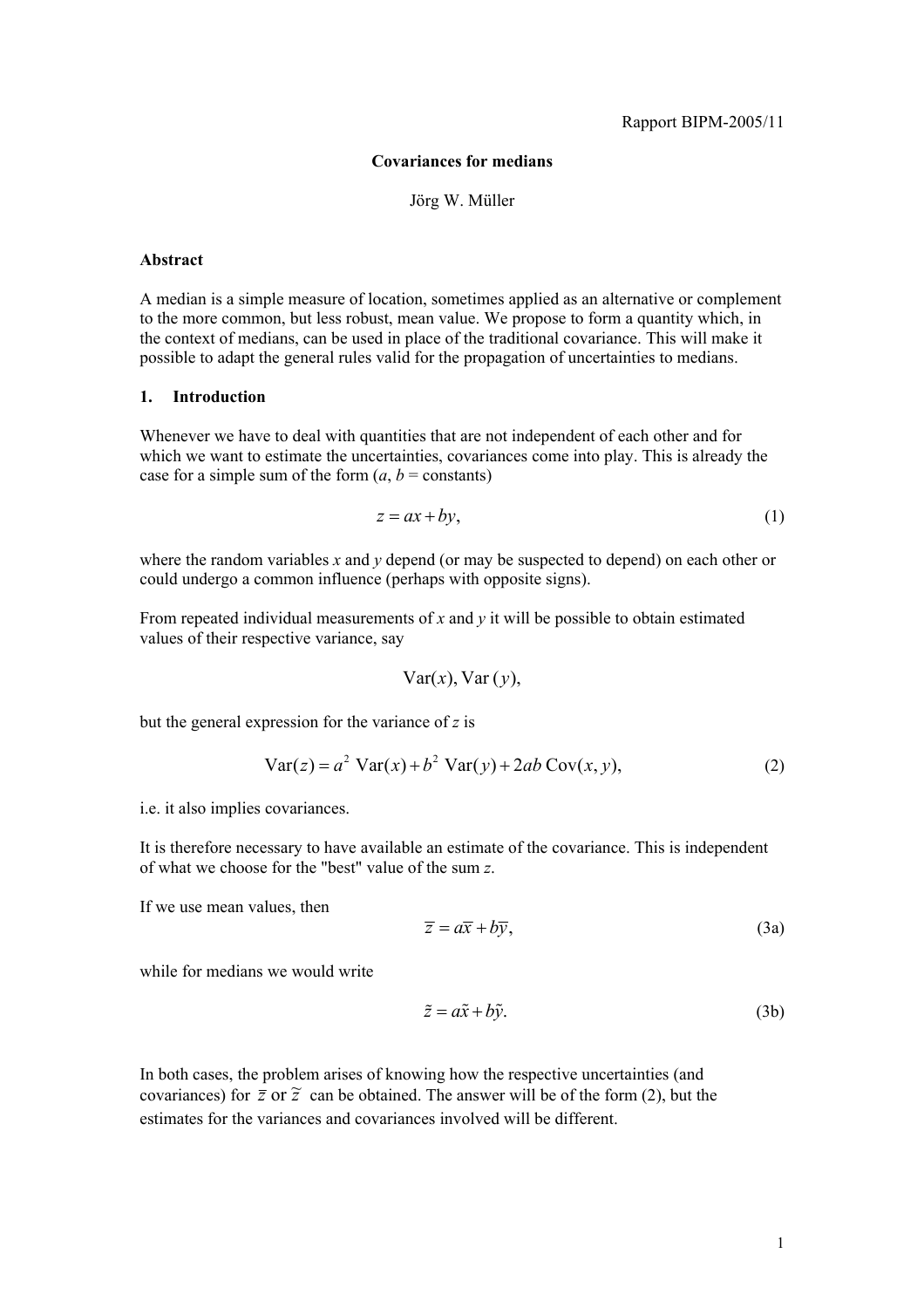Rapport BIPM-2005/11

**Covariances for medians**

Jörg W. Müller

**Abstract**

A median is a simple measure of location, sometimes applied as an alternative or complement to the more common, but less robust, mean value. We propose to form a quantity which, in the context of medians, can be used in place of the traditional covariance. This will make it possible to adapt the general rules valid for the propagation of uncertainties to medians.

## 1. Introduction

Whenever we have to deal with quantities that are not independent of each other and for which we want to estimate the uncertainties, covariances come into play. This is already the case for a simple sum of the form ($a$, $b$ = constants)

$$z = ax + by, \tag{1}$$

where the random variables $x$ and $y$ depend (or may be suspected to depend) on each other or could undergo a common influence (perhaps with opposite signs).

From repeated individual measurements of $x$ and $y$ it will be possible to obtain estimated values of their respective variance, say

$$\mathrm{Var}(x), \mathrm{Var}(y),$$

but the general expression for the variance of $z$ is

$$\mathrm{Var}(z) = a^2\ \mathrm{Var}(x) + b^2\ \mathrm{Var}(y) + 2ab\ \mathrm{Cov}(x, y), \tag{2}$$

i.e. it also implies covariances.

It is therefore necessary to have available an estimate of the covariance. This is independent of what we choose for the "best" value of the sum $z$.

If we use mean values, then

$$\bar{z} = a\bar{x} + b\bar{y}, \tag{3a}$$

while for medians we would write

$$\tilde{z} = a\tilde{x} + b\tilde{y}. \tag{3b}$$

In both cases, the problem arises of knowing how the respective uncertainties (and covariances) for $\bar{z}$ or $\tilde{z}$ can be obtained. The answer will be of the form (2), but the estimates for the variances and covariances involved will be different.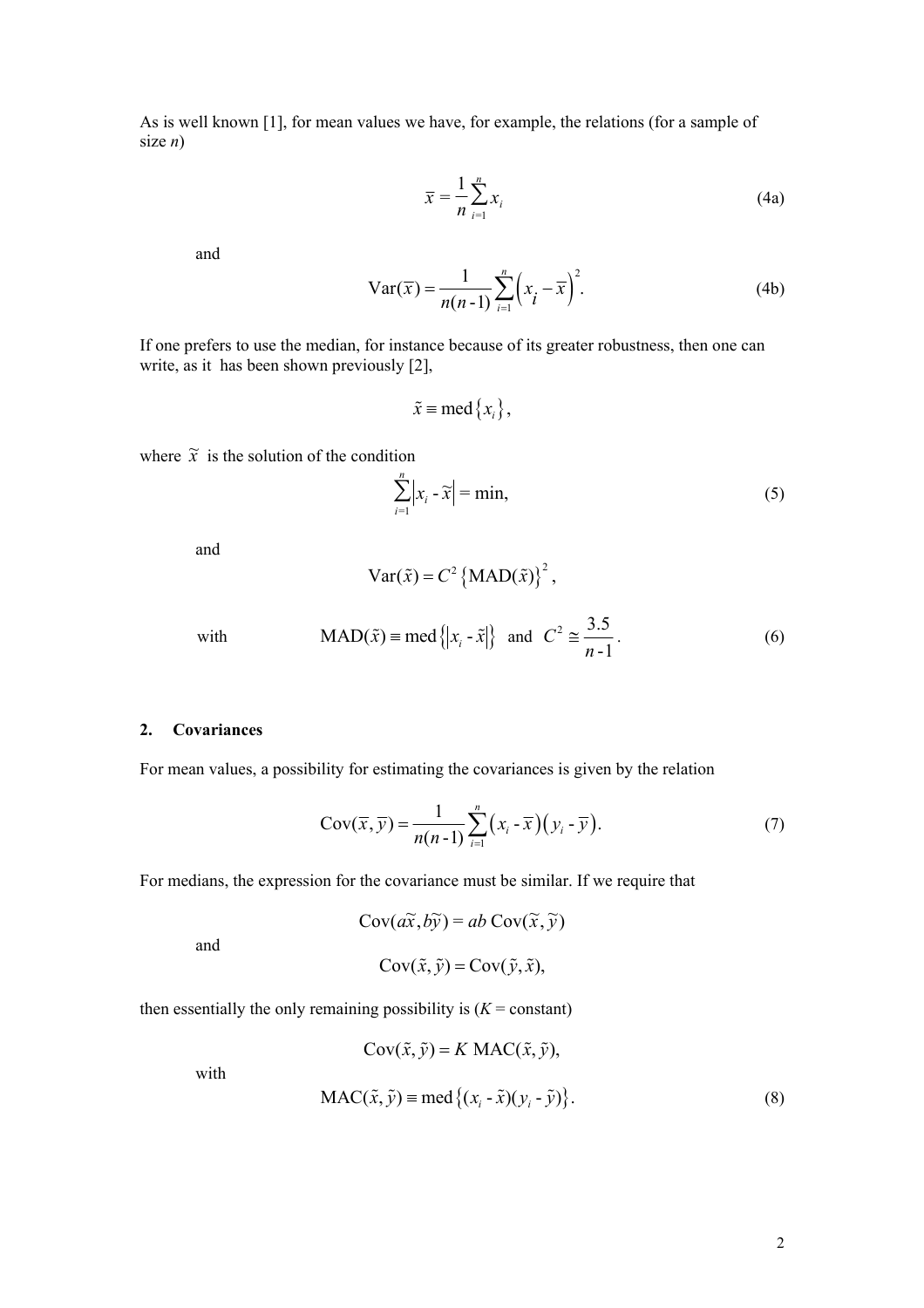As is well known [1], for mean values we have, for example, the relations (for a sample of size *n*)

$$\bar{x} = \frac{1}{n}\sum_{i=1}^{n} x_i \tag{4a}$$

and

$$\mathrm{Var}(\bar{x}) = \frac{1}{n(n-1)}\sum_{i=1}^{n}\left(x_i - \bar{x}\right)^2. \tag{4b}$$

If one prefers to use the median, for instance because of its greater robustness, then one can write, as it has been shown previously [2],

$$\tilde{x} \equiv \mathrm{med}\{x_i\},$$

where $\tilde{x}$ is the solution of the condition

$$\sum_{i=1}^{n}\left|x_i - \tilde{x}\right| = \min, \tag{5}$$

and

$$\mathrm{Var}(\tilde{x}) = C^2\left\{\mathrm{MAD}(\tilde{x})\right\}^2,$$

with

$$\mathrm{MAD}(\tilde{x}) \equiv \mathrm{med}\left\{\left|x_i - \tilde{x}\right|\right\} \quad \text{and} \quad C^2 \cong \frac{3.5}{n-1}. \tag{6}$$

## 2. Covariances

For mean values, a possibility for estimating the covariances is given by the relation

$$\mathrm{Cov}(\bar{x}, \bar{y}) = \frac{1}{n(n-1)}\sum_{i=1}^{n}\left(x_i - \bar{x}\right)\left(y_i - \bar{y}\right). \tag{7}$$

For medians, the expression for the covariance must be similar. If we require that

$$\mathrm{Cov}(a\tilde{x}, b\tilde{y}) = ab\,\mathrm{Cov}(\tilde{x}, \tilde{y})$$

and

$$\mathrm{Cov}(\tilde{x}, \tilde{y}) = \mathrm{Cov}(\tilde{y}, \tilde{x}),$$

then essentially the only remaining possibility is ($K$ = constant)

$$\mathrm{Cov}(\tilde{x}, \tilde{y}) = K\,\mathrm{MAC}(\tilde{x}, \tilde{y}),$$

with

$$\mathrm{MAC}(\tilde{x}, \tilde{y}) \equiv \mathrm{med}\left\{(x_i - \tilde{x})(y_i - \tilde{y})\right\}. \tag{8}$$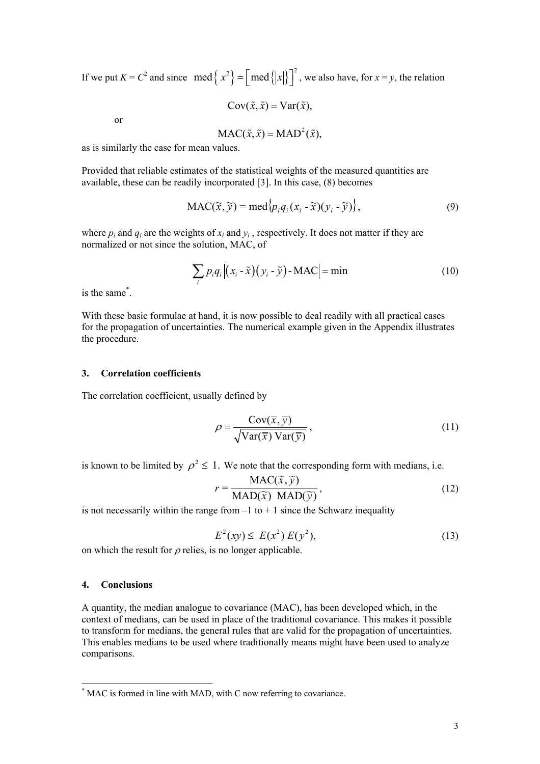If we put $K = C^2$ and since $\text{med}\{x^2\} = [\text{med}\{|x|\}]^2$, we also have, for $x = y$, the relation

$$\text{Cov}(\tilde{x}, \tilde{x}) = \text{Var}(\tilde{x}),$$

or

$$\text{MAC}(\tilde{x}, \tilde{x}) = \text{MAD}^2(\tilde{x}),$$

as is similarly the case for mean values.

Provided that reliable estimates of the statistical weights of the measured quantities are available, these can be readily incorporated [3]. In this case, (8) becomes

$$\text{MAC}(\tilde{x}, \tilde{y}) = \text{med}\{p_i q_i (x_i - \tilde{x})(y_i - \tilde{y})\}, \tag{9}$$

where $p_i$ and $q_i$ are the weights of $x_i$ and $y_i$, respectively. It does not matter if they are normalized or not since the solution, MAC, of

$$\sum_i p_i q_i \left|(x_i - \tilde{x})(y_i - \tilde{y}) - \text{MAC}\right| = \min \tag{10}$$

is the same*.

With these basic formulae at hand, it is now possible to deal readily with all practical cases for the propagation of uncertainties. The numerical example given in the Appendix illustrates the procedure.

## 3. Correlation coefficients

The correlation coefficient, usually defined by

$$\rho = \frac{\text{Cov}(\bar{x}, \bar{y})}{\sqrt{\text{Var}(\bar{x})\ \text{Var}(\bar{y})}}, \tag{11}$$

is known to be limited by $\rho^2 \leq 1$. We note that the corresponding form with medians, i.e.

$$r = \frac{\text{MAC}(\tilde{x}, \tilde{y})}{\text{MAD}(\tilde{x})\ \ \text{MAD}(\tilde{y})}, \tag{12}$$

is not necessarily within the range from –1 to + 1 since the Schwarz inequality

$$E^2(xy) \leq E(x^2)\, E(y^2), \tag{13}$$

on which the result for $\rho$ relies, is no longer applicable.

## 4. Conclusions

A quantity, the median analogue to covariance (MAC), has been developed which, in the context of medians, can be used in place of the traditional covariance. This makes it possible to transform for medians, the general rules that are valid for the propagation of uncertainties. This enables medians to be used where traditionally means might have been used to analyze comparisons.

---

* MAC is formed in line with MAD, with C now referring to covariance.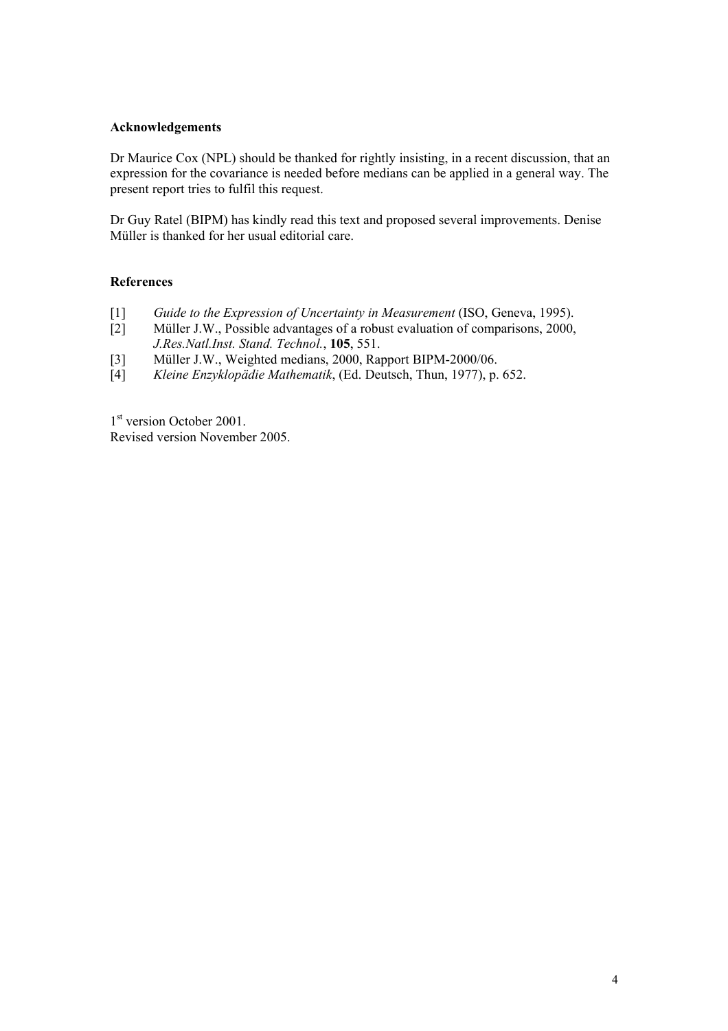**Acknowledgements**

Dr Maurice Cox (NPL) should be thanked for rightly insisting, in a recent discussion, that an expression for the covariance is needed before medians can be applied in a general way. The present report tries to fulfil this request.

Dr Guy Ratel (BIPM) has kindly read this text and proposed several improvements. Denise Müller is thanked for her usual editorial care.

**References**

[1] *Guide to the Expression of Uncertainty in Measurement* (ISO, Geneva, 1995).

[2] Müller J.W., Possible advantages of a robust evaluation of comparisons, 2000, *J.Res.Natl.Inst. Stand. Technol.*, **105**, 551.

[3] Müller J.W., Weighted medians, 2000, Rapport BIPM-2000/06.

[4] *Kleine Enzyklopädie Mathematik*, (Ed. Deutsch, Thun, 1977), p. 652.

1st version October 2001.
Revised version November 2005.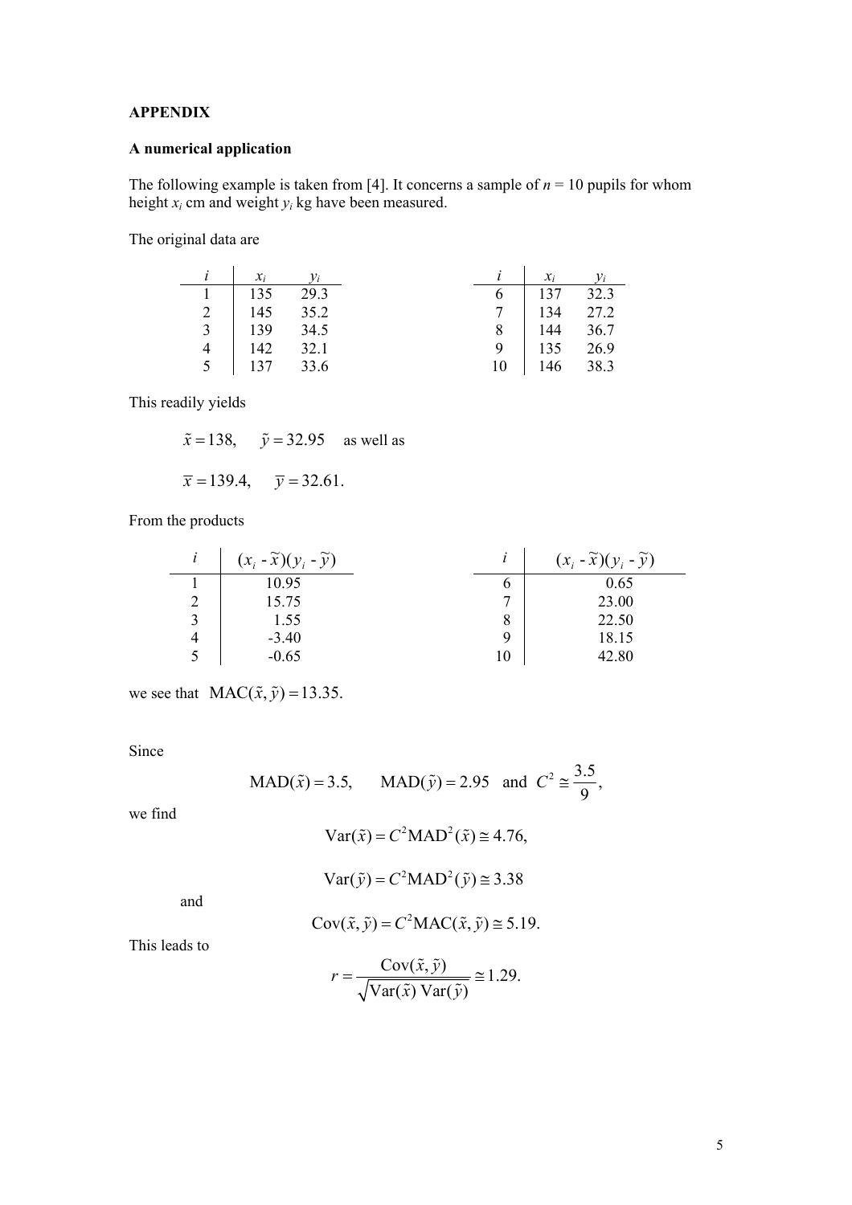**APPENDIX**

**A numerical application**

The following example is taken from [4]. It concerns a sample of $n$ = 10 pupils for whom height $x_i$ cm and weight $y_i$ kg have been measured.

The original data are

| $i$ | $x_i$ | $y_i$ |
|---|---|---|
| 1 | 135 | 29.3 |
| 2 | 145 | 35.2 |
| 3 | 139 | 34.5 |
| 4 | 142 | 32.1 |
| 5 | 137 | 33.6 |

| $i$ | $x_i$ | $y_i$ |
|---|---|---|
| 6 | 137 | 32.3 |
| 7 | 134 | 27.2 |
| 8 | 144 | 36.7 |
| 9 | 135 | 26.9 |
| 10 | 146 | 38.3 |

This readily yields

$\tilde{x} = 138, \quad \tilde{y} = 32.95$ as well as

$\bar{x} = 139.4, \quad \bar{y} = 32.61.$

From the products

| $i$ | $(x_i - \tilde{x})(y_i - \tilde{y})$ |
|---|---|
| 1 | 10.95 |
| 2 | 15.75 |
| 3 | 1.55 |
| 4 | -3.40 |
| 5 | -0.65 |

| $i$ | $(x_i - \tilde{x})(y_i - \tilde{y})$ |
|---|---|
| 6 | 0.65 |
| 7 | 23.00 |
| 8 | 22.50 |
| 9 | 18.15 |
| 10 | 42.80 |

we see that $\mathrm{MAC}(\tilde{x}, \tilde{y}) = 13.35.$

Since

$$\mathrm{MAD}(\tilde{x}) = 3.5, \qquad \mathrm{MAD}(\tilde{y}) = 2.95 \quad \text{and} \quad C^2 \cong \frac{3.5}{9},$$

we find

$$\mathrm{Var}(\tilde{x}) = C^2 \mathrm{MAD}^2(\tilde{x}) \cong 4.76,$$

$$\mathrm{Var}(\tilde{y}) = C^2 \mathrm{MAD}^2(\tilde{y}) \cong 3.38$$

and

$$\mathrm{Cov}(\tilde{x}, \tilde{y}) = C^2 \mathrm{MAC}(\tilde{x}, \tilde{y}) \cong 5.19.$$

This leads to

$$r = \frac{\mathrm{Cov}(\tilde{x}, \tilde{y})}{\sqrt{\mathrm{Var}(\tilde{x})\,\mathrm{Var}(\tilde{y})}} \cong 1.29.$$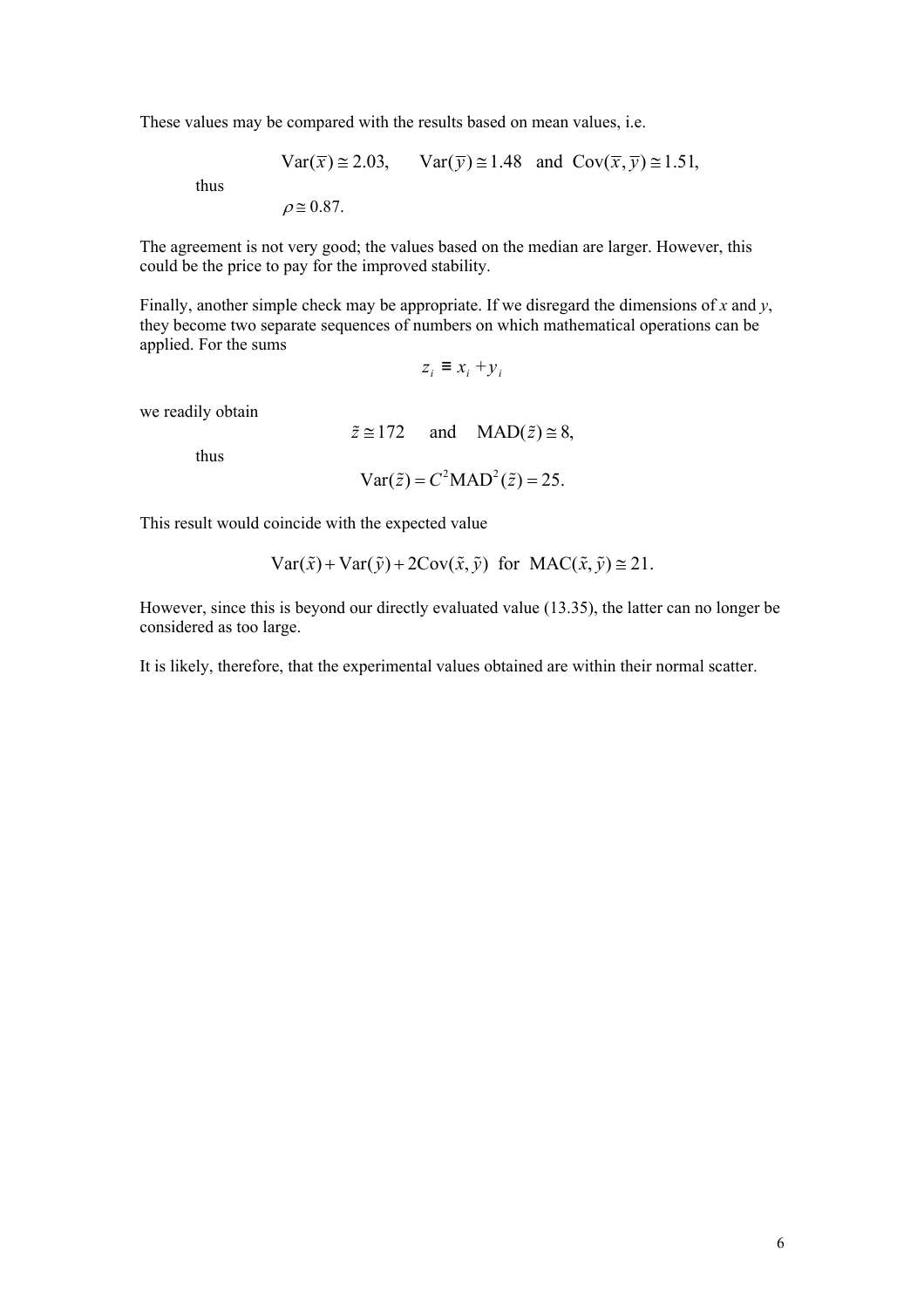These values may be compared with the results based on mean values, i.e.

$$\operatorname{Var}(\bar{x}) \cong 2.03, \qquad \operatorname{Var}(\bar{y}) \cong 1.48 \quad \text{and} \quad \operatorname{Cov}(\bar{x}, \bar{y}) \cong 1.51,$$

thus

$$\rho \cong 0.87.$$

The agreement is not very good; the values based on the median are larger. However, this could be the price to pay for the improved stability.

Finally, another simple check may be appropriate. If we disregard the dimensions of $x$ and $y$, they become two separate sequences of numbers on which mathematical operations can be applied. For the sums

$$z_i \equiv x_i + y_i$$

we readily obtain

$$\tilde{z} \cong 172 \quad \text{and} \quad \operatorname{MAD}(\tilde{z}) \cong 8,$$

thus

$$\operatorname{Var}(\tilde{z}) = C^2 \operatorname{MAD}^2(\tilde{z}) = 25.$$

This result would coincide with the expected value

$$\operatorname{Var}(\tilde{x}) + \operatorname{Var}(\tilde{y}) + 2\operatorname{Cov}(\tilde{x}, \tilde{y}) \;\text{ for }\; \operatorname{MAC}(\tilde{x}, \tilde{y}) \cong 21.$$

However, since this is beyond our directly evaluated value (13.35), the latter can no longer be considered as too large.

It is likely, therefore, that the experimental values obtained are within their normal scatter.